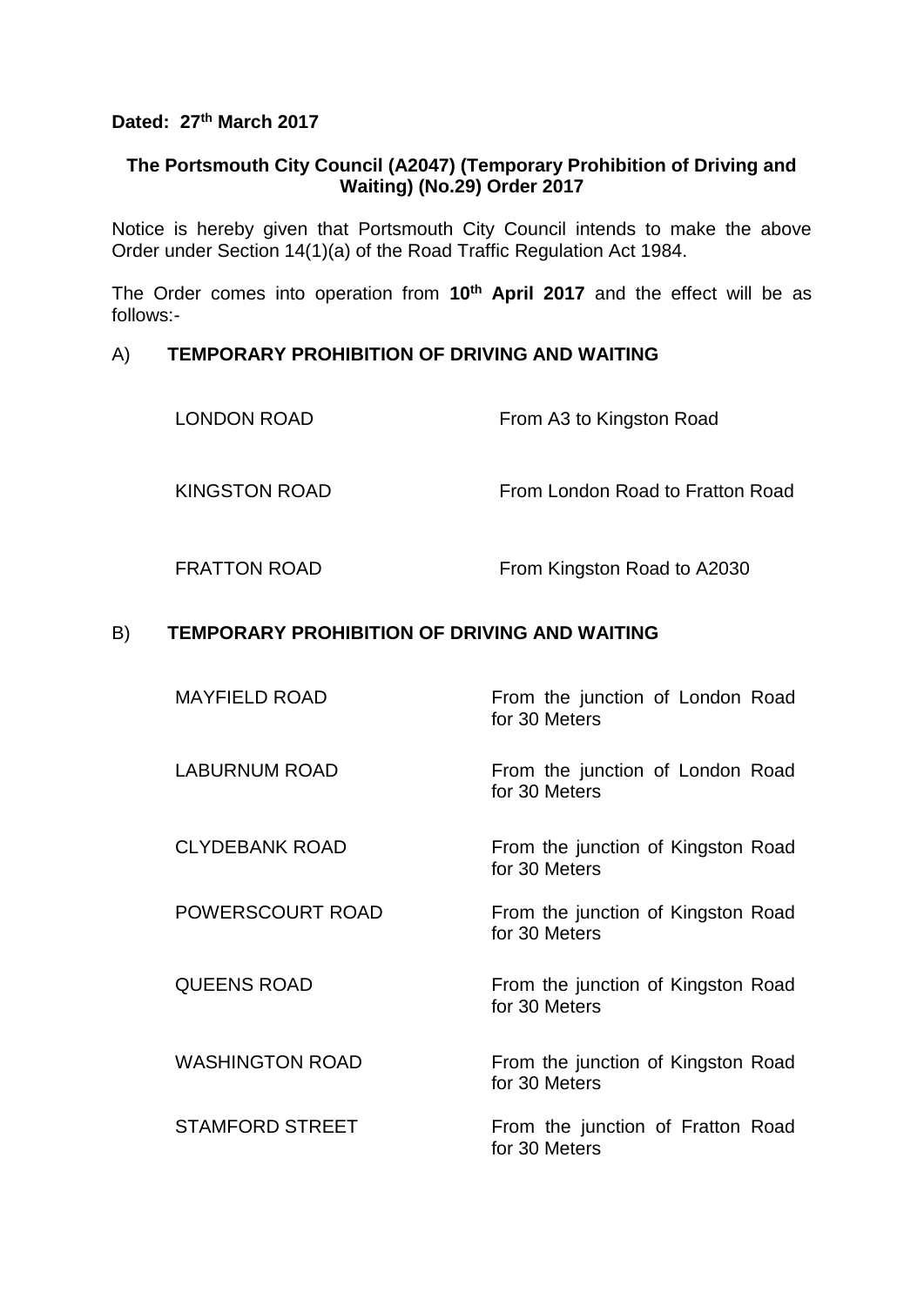**Dated: 27th March 2017**

**The Portsmouth City Council (A2047) (Temporary Prohibition of Driving and Waiting) (No.29) Order 2017**

Notice is hereby given that Portsmouth City Council intends to make the above Order under Section 14(1)(a) of the Road Traffic Regulation Act 1984.

The Order comes into operation from **10th April 2017** and the effect will be as follows:-

A) **TEMPORARY PROHIBITION OF DRIVING AND WAITING**

| | |
|---|---|
| LONDON ROAD | From A3 to Kingston Road |
| KINGSTON ROAD | From London Road to Fratton Road |
| FRATTON ROAD | From Kingston Road to A2030 |

B) **TEMPORARY PROHIBITION OF DRIVING AND WAITING**

| | |
|---|---|
| MAYFIELD ROAD | From the junction of London Road for 30 Meters |
| LABURNUM ROAD | From the junction of London Road for 30 Meters |
| CLYDEBANK ROAD | From the junction of Kingston Road for 30 Meters |
| POWERSCOURT ROAD | From the junction of Kingston Road for 30 Meters |
| QUEENS ROAD | From the junction of Kingston Road for 30 Meters |
| WASHINGTON ROAD | From the junction of Kingston Road for 30 Meters |
| STAMFORD STREET | From the junction of Fratton Road for 30 Meters |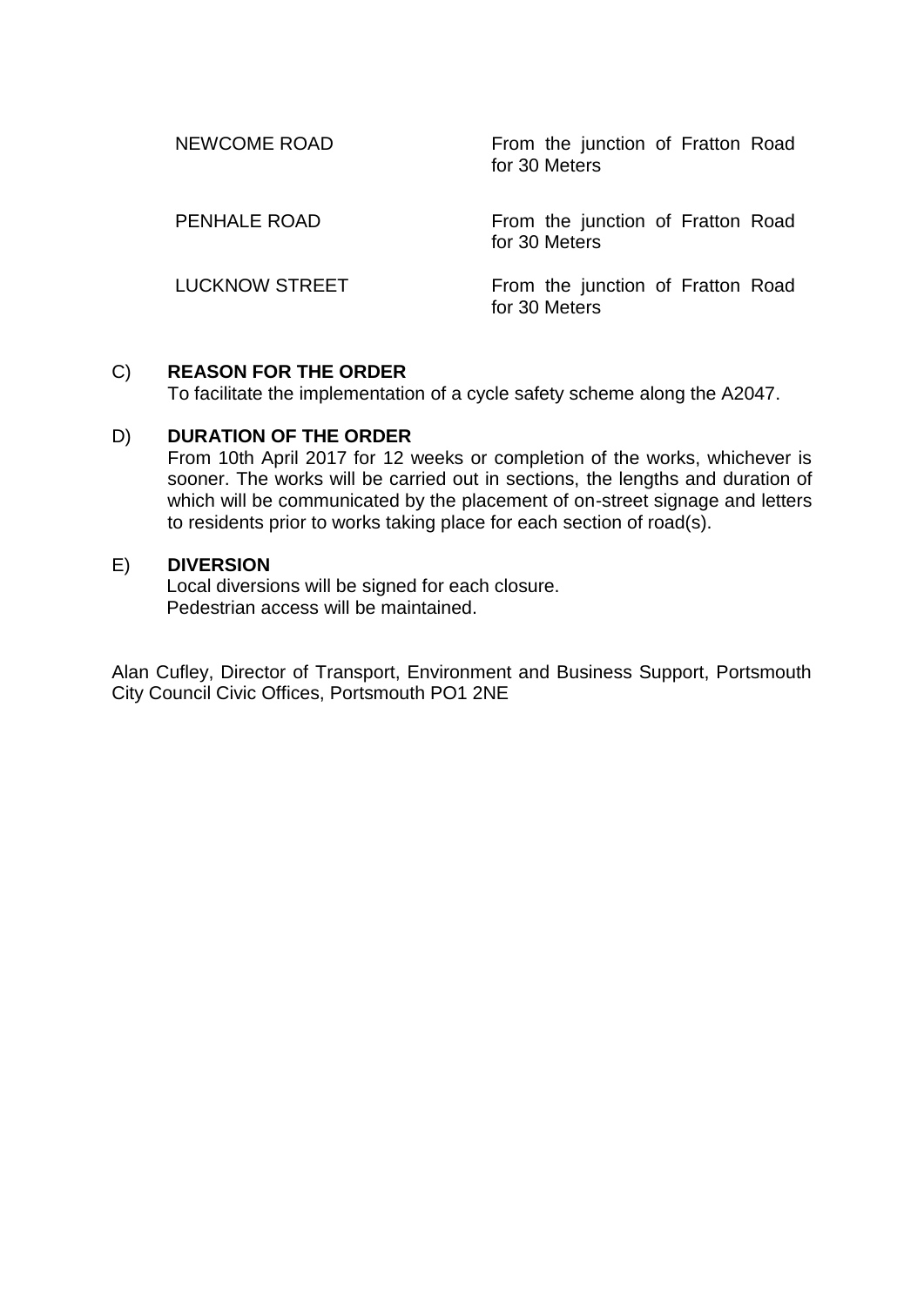| | |
|---|---|
| NEWCOME ROAD | From the junction of Fratton Road for 30 Meters |
| PENHALE ROAD | From the junction of Fratton Road for 30 Meters |
| LUCKNOW STREET | From the junction of Fratton Road for 30 Meters |

C) **REASON FOR THE ORDER**
To facilitate the implementation of a cycle safety scheme along the A2047.

D) **DURATION OF THE ORDER**
From 10th April 2017 for 12 weeks or completion of the works, whichever is sooner. The works will be carried out in sections, the lengths and duration of which will be communicated by the placement of on-street signage and letters to residents prior to works taking place for each section of road(s).

E) **DIVERSION**
Local diversions will be signed for each closure.
Pedestrian access will be maintained.

Alan Cufley, Director of Transport, Environment and Business Support, Portsmouth City Council Civic Offices, Portsmouth PO1 2NE